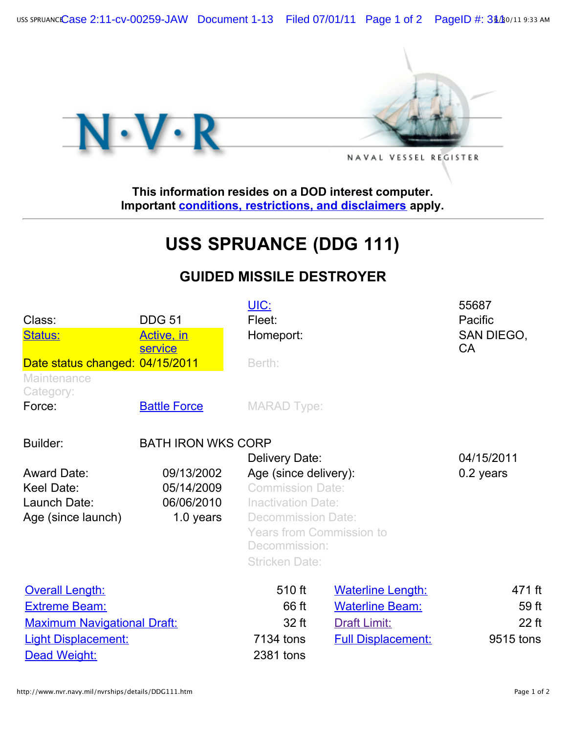NAVAL VESSEL REGISTER

**This information resides on a DOD interest computer.**
**Important conditions, restrictions, and disclaimers apply.**

# USS SPRUANCE (DDG 111)

## GUIDED MISSILE DESTROYER

| | | | |
|---|---|---|---|
| | | UIC: | 55687 |
| Class: | DDG 51 | Fleet: | Pacific |
| Status: | Active, in service | Homeport: | SAN DIEGO, CA |
| Date status changed: | 04/15/2011 | Berth: | |
| Maintenance Category: | | | |
| Force: | Battle Force | MARAD Type: | |

| | | | |
|---|---|---|---|
| Builder: | BATH IRON WKS CORP | | |
| | | Delivery Date: | 04/15/2011 |
| Award Date: | 09/13/2002 | Age (since delivery): | 0.2 years |
| Keel Date: | 05/14/2009 | Commission Date: | |
| Launch Date: | 06/06/2010 | Inactivation Date: | |
| Age (since launch) | 1.0 years | Decommission Date: | |
| | | Years from Commission to Decommission: | |
| | | Stricken Date: | |

| | | | |
|---|---|---|---|
| Overall Length: | 510 ft | Waterline Length: | 471 ft |
| Extreme Beam: | 66 ft | Waterline Beam: | 59 ft |
| Maximum Navigational Draft: | 32 ft | Draft Limit: | 22 ft |
| Light Displacement: | 7134 tons | Full Displacement: | 9515 tons |
| Dead Weight: | 2381 tons | | |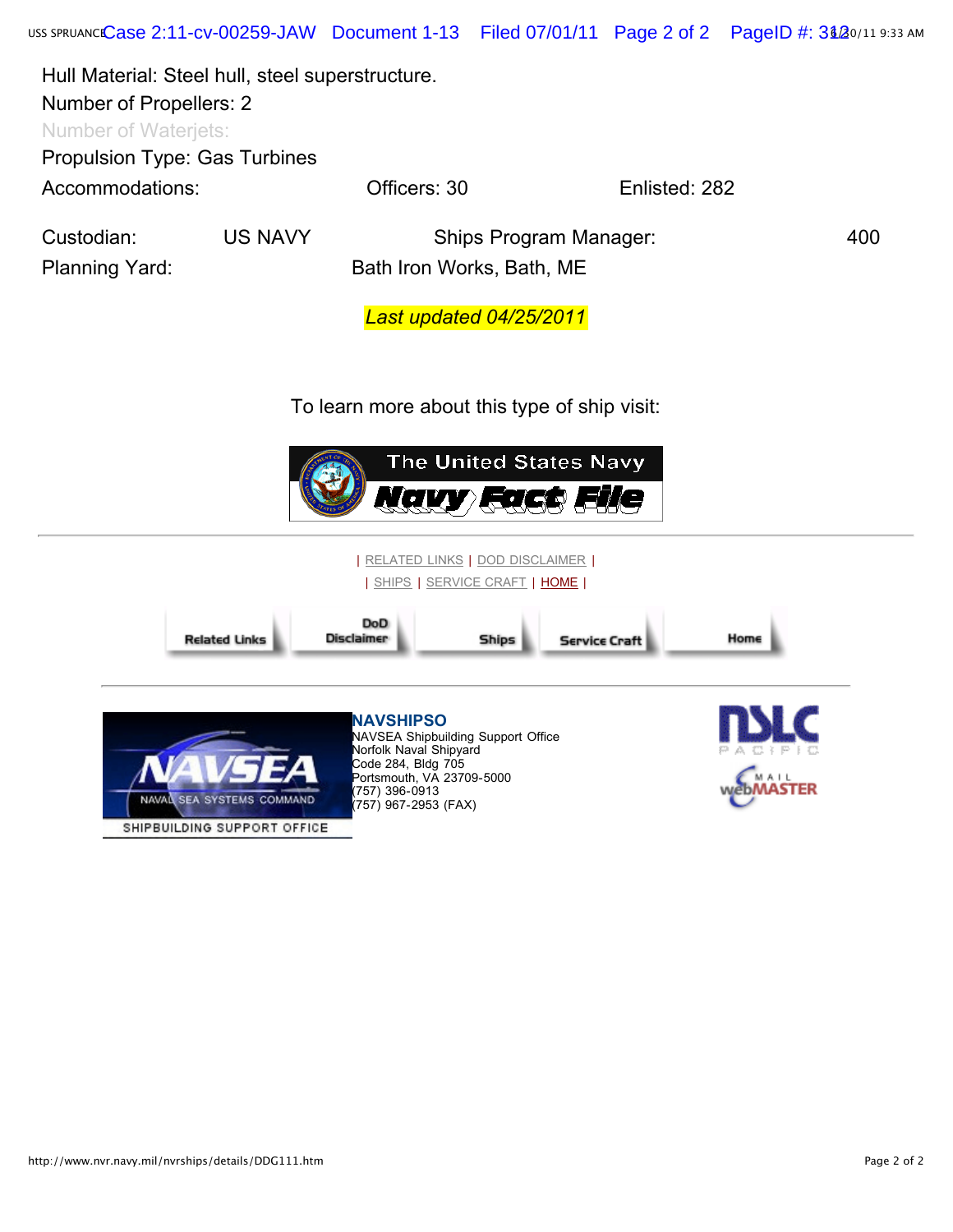Hull Material: Steel hull, steel superstructure.

Number of Propellers: 2

Number of Waterjets:

Propulsion Type: Gas Turbines

| | | |
|---|---|---|
| Accommodations: | Officers: 30 | Enlisted: 282 |

| | | | |
|---|---|---|---|
| Custodian: | US NAVY | Ships Program Manager: | 400 |
| Planning Yard: | Bath Iron Works, Bath, ME | | |

*Last updated 04/25/2011*

To learn more about this type of ship visit:

The United States Navy Navy Fact File

| RELATED LINKS | DOD DISCLAIMER |
| SHIPS | SERVICE CRAFT | HOME |

Related Links | DoD Disclaimer | Ships | Service Craft | Home

NAVSEA NAVAL SEA SYSTEMS COMMAND SHIPBUILDING SUPPORT OFFICE

**NAVSHIPSO**
NAVSEA Shipbuilding Support Office
Norfolk Naval Shipyard
Code 284, Bldg 705
Portsmouth, VA 23709-5000
(757) 396-0913
(757) 967-2953 (FAX)

NSLC PACIFIC

MAIL webMASTER